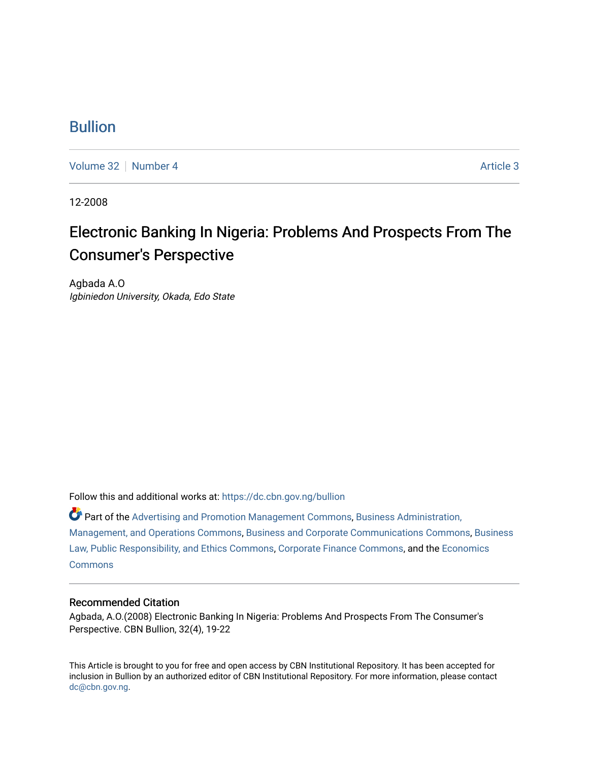# Bullion

Volume 32 | Number 4 | Article 3

12-2008

## Electronic Banking In Nigeria: Problems And Prospects From The Consumer's Perspective

Agbada A.O
*Igbiniedon University, Okada, Edo State*

Follow this and additional works at: https://dc.cbn.gov.ng/bullion

Part of the Advertising and Promotion Management Commons, Business Administration, Management, and Operations Commons, Business and Corporate Communications Commons, Business Law, Public Responsibility, and Ethics Commons, Corporate Finance Commons, and the Economics Commons

### Recommended Citation

Agbada, A.O.(2008) Electronic Banking In Nigeria: Problems And Prospects From The Consumer's Perspective. CBN Bullion, 32(4), 19-22

This Article is brought to you for free and open access by CBN Institutional Repository. It has been accepted for inclusion in Bullion by an authorized editor of CBN Institutional Repository. For more information, please contact dc@cbn.gov.ng.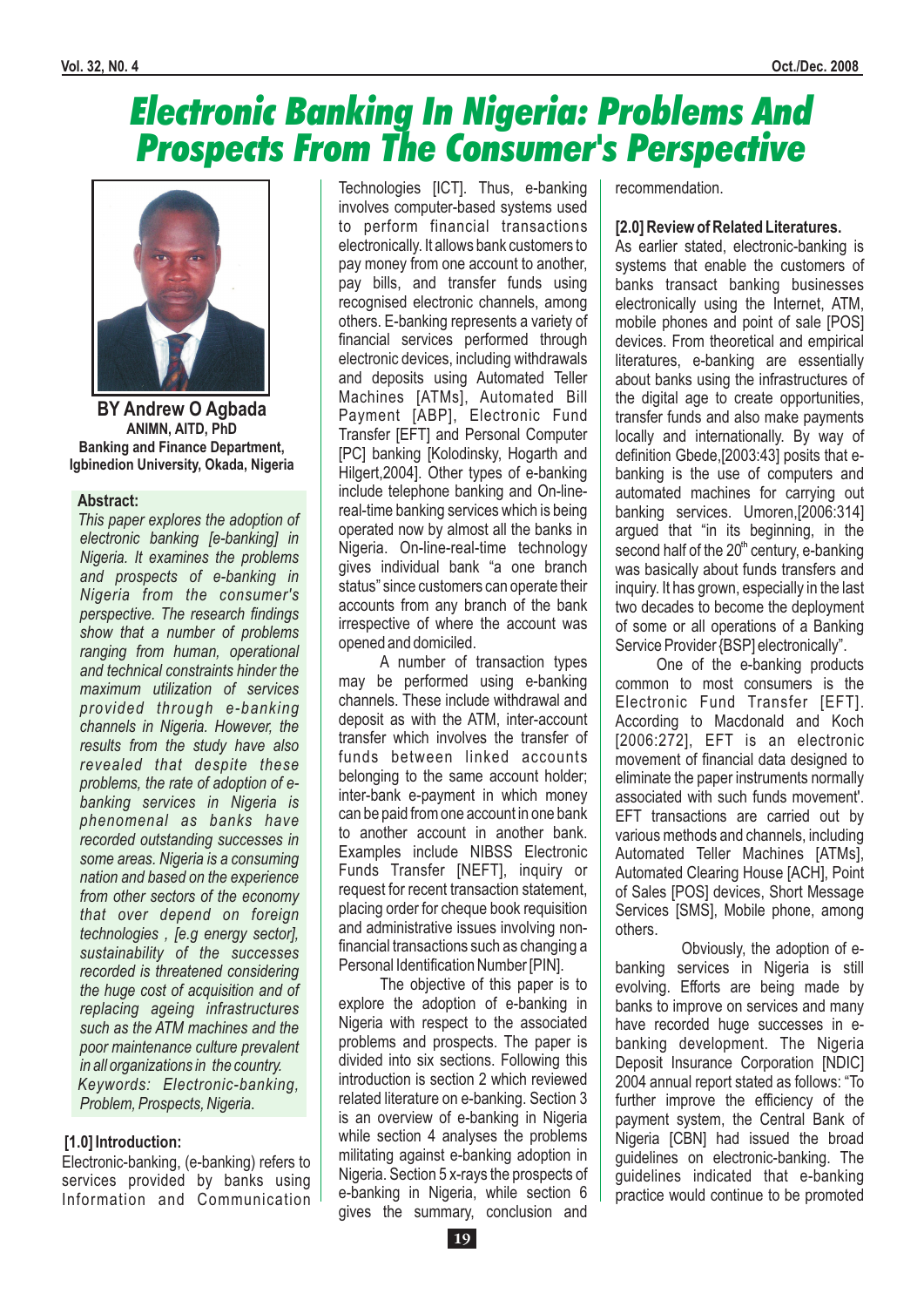# Electronic Banking In Nigeria: Problems And Prospects From The Consumer's Perspective

**BY Andrew O Agbada**
**ANIMN, AITD, PhD**
**Banking and Finance Department,**
**Igbinedion University, Okada, Nigeria**

**Abstract:**

*This paper explores the adoption of electronic banking [e-banking] in Nigeria. It examines the problems and prospects of e-banking in Nigeria from the consumer's perspective. The research findings show that a number of problems ranging from human, operational and technical constraints hinder the maximum utilization of services provided through e-banking channels in Nigeria. However, the results from the study have also revealed that despite these problems, the rate of adoption of e-banking services in Nigeria is phenomenal as banks have recorded outstanding successes in some areas. Nigeria is a consuming nation and based on the experience from other sectors of the economy that over depend on foreign technologies , [e.g energy sector], sustainability of the successes recorded is threatened considering the huge cost of acquisition and of replacing ageing infrastructures such as the ATM machines and the poor maintenance culture prevalent in all organizations in the country.*

*Keywords: Electronic-banking, Problem, Prospects, Nigeria.*

## [1.0] Introduction:

Electronic-banking, (e-banking) refers to services provided by banks using Information and Communication Technologies [ICT]. Thus, e-banking involves computer-based systems used to perform financial transactions electronically. It allows bank customers to pay money from one account to another, pay bills, and transfer funds using recognised electronic channels, among others. E-banking represents a variety of financial services performed through electronic devices, including withdrawals and deposits using Automated Teller Machines [ATMs], Automated Bill Payment [ABP], Electronic Fund Transfer [EFT] and Personal Computer [PC] banking [Kolodinsky, Hogarth and Hilgert,2004]. Other types of e-banking include telephone banking and On-line-real-time banking services which is being operated now by almost all the banks in Nigeria. On-line-real-time technology gives individual bank "a one branch status" since customers can operate their accounts from any branch of the bank irrespective of where the account was opened and domiciled.

A number of transaction types may be performed using e-banking channels. These include withdrawal and deposit as with the ATM, inter-account transfer which involves the transfer of funds between linked accounts belonging to the same account holder; inter-bank e-payment in which money can be paid from one account in one bank to another account in another bank. Examples include NIBSS Electronic Funds Transfer [NEFT], inquiry or request for recent transaction statement, placing order for cheque book requisition and administrative issues involving non-financial transactions such as changing a Personal Identification Number [PIN].

The objective of this paper is to explore the adoption of e-banking in Nigeria with respect to the associated problems and prospects. The paper is divided into six sections. Following this introduction is section 2 which reviewed related literature on e-banking. Section 3 is an overview of e-banking in Nigeria while section 4 analyses the problems militating against e-banking adoption in Nigeria. Section 5 x-rays the prospects of e-banking in Nigeria, while section 6 gives the summary, conclusion and recommendation.

## [2.0] Review of Related Literatures.

As earlier stated, electronic-banking is systems that enable the customers of banks transact banking businesses electronically using the Internet, ATM, mobile phones and point of sale [POS] devices. From theoretical and empirical literatures, e-banking are essentially about banks using the infrastructures of the digital age to create opportunities, transfer funds and also make payments locally and internationally. By way of definition Gbede,[2003:43] posits that e-banking is the use of computers and automated machines for carrying out banking services. Umoren,[2006:314] argued that "in its beginning, in the second half of the 20th century, e-banking was basically about funds transfers and inquiry. It has grown, especially in the last two decades to become the deployment of some or all operations of a Banking Service Provider {BSP] electronically".

One of the e-banking products common to most consumers is the Electronic Fund Transfer [EFT]. According to Macdonald and Koch [2006:272], EFT is an electronic movement of financial data designed to eliminate the paper instruments normally associated with such funds movement'. EFT transactions are carried out by various methods and channels, including Automated Teller Machines [ATMs], Automated Clearing House [ACH], Point of Sales [POS] devices, Short Message Services [SMS], Mobile phone, among others.

Obviously, the adoption of e-banking services in Nigeria is still evolving. Efforts are being made by banks to improve on services and many have recorded huge successes in e-banking development. The Nigeria Deposit Insurance Corporation [NDIC] 2004 annual report stated as follows: "To further improve the efficiency of the payment system, the Central Bank of Nigeria [CBN] had issued the broad guidelines on electronic-banking. The guidelines indicated that e-banking practice would continue to be promoted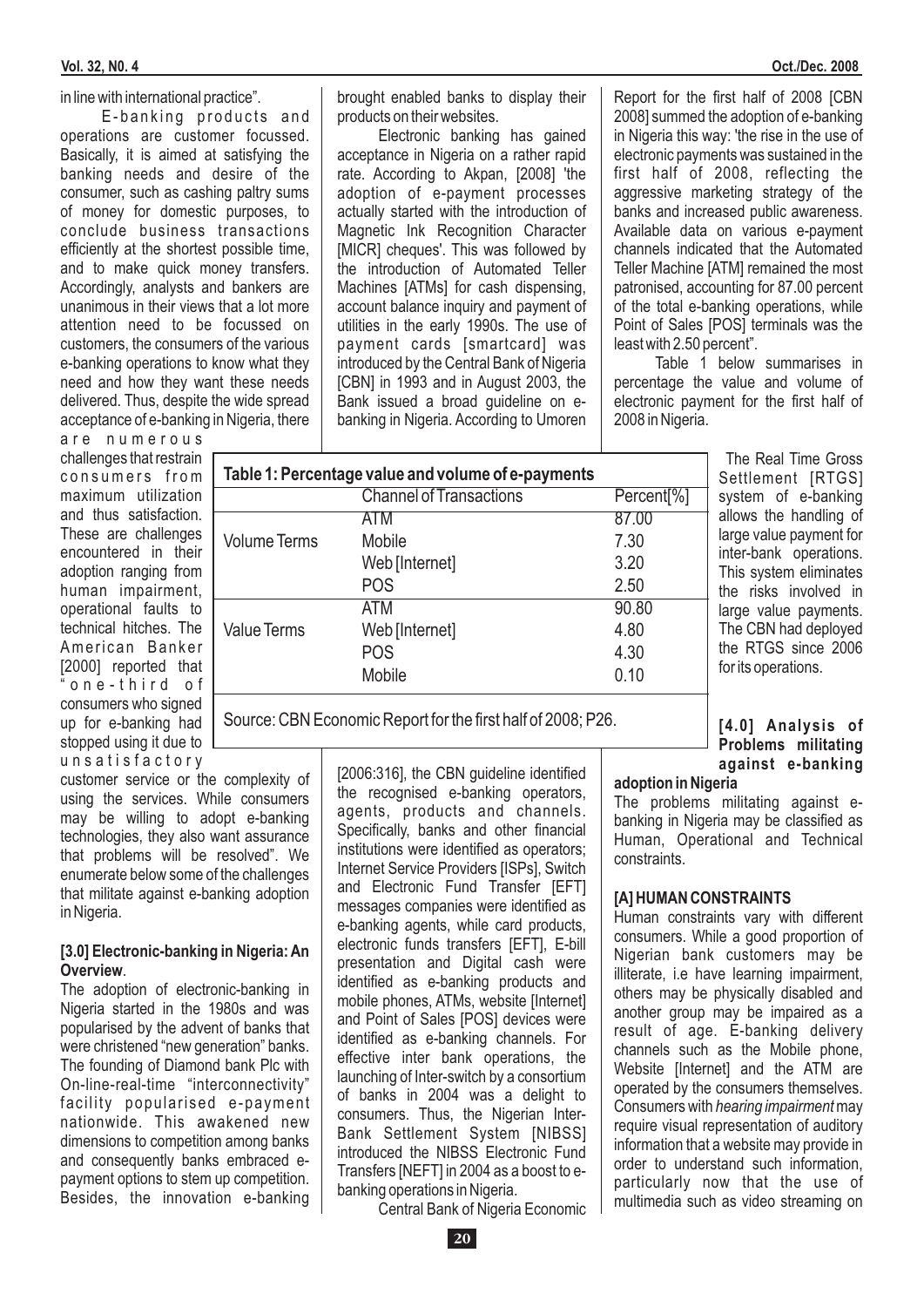in line with international practice".

E-banking products and operations are customer focussed. Basically, it is aimed at satisfying the banking needs and desire of the consumer, such as cashing paltry sums of money for domestic purposes, to conclude business transactions efficiently at the shortest possible time, and to make quick money transfers. Accordingly, analysts and bankers are unanimous in their views that a lot more attention need to be focussed on customers, the consumers of the various e-banking operations to know what they need and how they want these needs delivered. Thus, despite the wide spread acceptance of e-banking in Nigeria, there are numerous challenges that restrain consumers from maximum utilization and thus satisfaction. These are challenges encountered in their adoption ranging from human impairment, operational faults to technical hitches. The American Banker [2000] reported that "one-third of consumers who signed up for e-banking had stopped using it due to unsatisfactory customer service or the complexity of using the services. While consumers may be willing to adopt e-banking technologies, they also want assurance that problems will be resolved". We enumerate below some of the challenges that militate against e-banking adoption in Nigeria.

## [3.0] Electronic-banking in Nigeria: An Overview.

The adoption of electronic-banking in Nigeria started in the 1980s and was popularised by the advent of banks that were christened "new generation" banks. The founding of Diamond bank Plc with On-line-real-time "interconnectivity" facility popularised e-payment nationwide. This awakened new dimensions to competition among banks and consequently banks embraced e-payment options to stem up competition. Besides, the innovation e-banking brought enabled banks to display their products on their websites.

Electronic banking has gained acceptance in Nigeria on a rather rapid rate. According to Akpan, [2008] 'the adoption of e-payment processes actually started with the introduction of Magnetic Ink Recognition Character [MICR] cheques'. This was followed by the introduction of Automated Teller Machines [ATMs] for cash dispensing, account balance inquiry and payment of utilities in the early 1990s. The use of payment cards [smartcard] was introduced by the Central Bank of Nigeria [CBN] in 1993 and in August 2003, the Bank issued a broad guideline on e-banking in Nigeria. According to Umoren [2006:316], the CBN guideline identified the recognised e-banking operators, agents, products and channels. Specifically, banks and other financial institutions were identified as operators; Internet Service Providers [ISPs], Switch and Electronic Fund Transfer [EFT] messages companies were identified as e-banking agents, while card products, electronic funds transfers [EFT], E-bill presentation and Digital cash were identified as e-banking products and mobile phones, ATMs, website [Internet] and Point of Sales [POS] devices were identified as e-banking channels. For effective inter bank operations, the launching of Inter-switch by a consortium of banks in 2004 was a delight to consumers. Thus, the Nigerian Inter-Bank Settlement System [NIBSS] introduced the NIBSS Electronic Fund Transfers [NEFT] in 2004 as a boost to e-banking operations in Nigeria.

Central Bank of Nigeria Economic Report for the first half of 2008 [CBN 2008] summed the adoption of e-banking in Nigeria this way: 'the rise in the use of electronic payments was sustained in the first half of 2008, reflecting the aggressive marketing strategy of the banks and increased public awareness. Available data on various e-payment channels indicated that the Automated Teller Machine [ATM] remained the most patronised, accounting for 87.00 percent of the total e-banking operations, while Point of Sales [POS] terminals was the least with 2.50 percent".

Table 1 below summarises in percentage the value and volume of electronic payment for the first half of 2008 in Nigeria.

**Table 1: Percentage value and volume of e-payments**

| | Channel of Transactions | Percent[%] |
|---|---|---|
| Volume Terms | ATM | 87.00 |
| | Mobile | 7.30 |
| | Web [Internet] | 3.20 |
| | POS | 2.50 |
| Value Terms | ATM | 90.80 |
| | Web [Internet] | 4.80 |
| | POS | 4.30 |
| | Mobile | 0.10 |

Source: CBN Economic Report for the first half of 2008; P26.

The Real Time Gross Settlement [RTGS] system of e-banking allows the handling of large value payment for inter-bank operations. This system eliminates the risks involved in large value payments. The CBN had deployed the RTGS since 2006 for its operations.

## [4.0] Analysis of Problems militating against e-banking adoption in Nigeria

The problems militating against e-banking in Nigeria may be classified as Human, Operational and Technical constraints.

### [A] HUMAN CONSTRAINTS

Human constraints vary with different consumers. While a good proportion of Nigerian bank customers may be illiterate, i.e have learning impairment, others may be physically disabled and another group may be impaired as a result of age. E-banking delivery channels such as the Mobile phone, Website [Internet] and the ATM are operated by the consumers themselves. Consumers with *hearing impairment* may require visual representation of auditory information that a website may provide in order to understand such information, particularly now that the use of multimedia such as video streaming on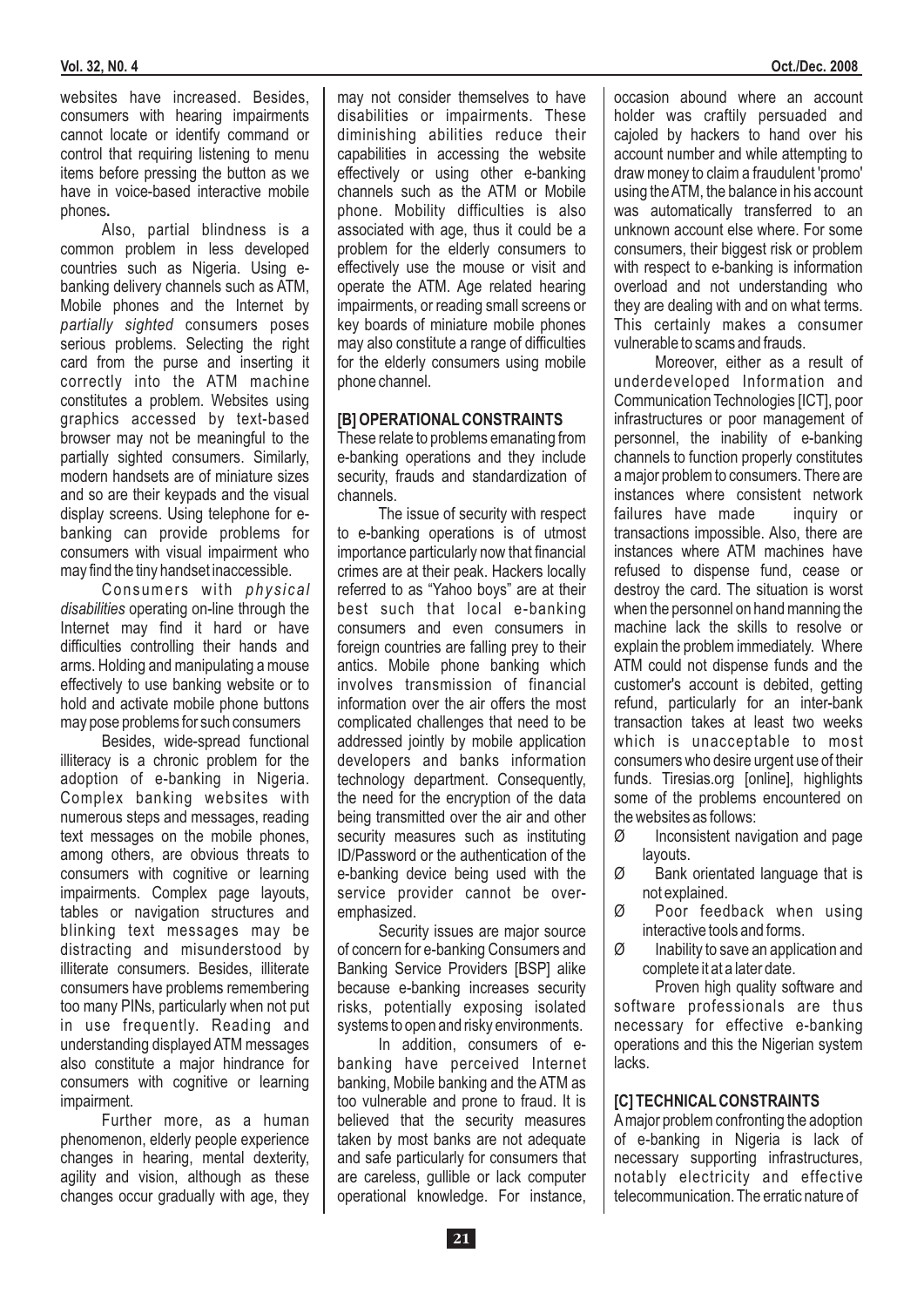websites have increased. Besides, consumers with hearing impairments cannot locate or identify command or control that requiring listening to menu items before pressing the button as we have in voice-based interactive mobile phones**.**

Also, partial blindness is a common problem in less developed countries such as Nigeria. Using e-banking delivery channels such as ATM, Mobile phones and the Internet by *partially sighted* consumers poses serious problems. Selecting the right card from the purse and inserting it correctly into the ATM machine constitutes a problem. Websites using graphics accessed by text-based browser may not be meaningful to the partially sighted consumers. Similarly, modern handsets are of miniature sizes and so are their keypads and the visual display screens. Using telephone for e-banking can provide problems for consumers with visual impairment who may find the tiny handset inaccessible.

Consumers with *physical disabilities* operating on-line through the Internet may find it hard or have difficulties controlling their hands and arms. Holding and manipulating a mouse effectively to use banking website or to hold and activate mobile phone buttons may pose problems for such consumers

Besides, wide-spread functional illiteracy is a chronic problem for the adoption of e-banking in Nigeria. Complex banking websites with numerous steps and messages, reading text messages on the mobile phones, among others, are obvious threats to consumers with cognitive or learning impairments. Complex page layouts, tables or navigation structures and blinking text messages may be distracting and misunderstood by illiterate consumers. Besides, illiterate consumers have problems remembering too many PINs, particularly when not put in use frequently. Reading and understanding displayed ATM messages also constitute a major hindrance for consumers with cognitive or learning impairment.

Further more, as a human phenomenon, elderly people experience changes in hearing, mental dexterity, agility and vision, although as these changes occur gradually with age, they may not consider themselves to have disabilities or impairments. These diminishing abilities reduce their capabilities in accessing the website effectively or using other e-banking channels such as the ATM or Mobile phone. Mobility difficulties is also associated with age, thus it could be a problem for the elderly consumers to effectively use the mouse or visit and operate the ATM. Age related hearing impairments, or reading small screens or key boards of miniature mobile phones may also constitute a range of difficulties for the elderly consumers using mobile phone channel.

## [B] OPERATIONAL CONSTRAINTS

These relate to problems emanating from e-banking operations and they include security, frauds and standardization of channels.

The issue of security with respect to e-banking operations is of utmost importance particularly now that financial crimes are at their peak. Hackers locally referred to as "Yahoo boys" are at their best such that local e-banking consumers and even consumers in foreign countries are falling prey to their antics. Mobile phone banking which involves transmission of financial information over the air offers the most complicated challenges that need to be addressed jointly by mobile application developers and banks information technology department. Consequently, the need for the encryption of the data being transmitted over the air and other security measures such as instituting ID/Password or the authentication of the e-banking device being used with the service provider cannot be over-emphasized.

Security issues are major source of concern for e-banking Consumers and Banking Service Providers [BSP] alike because e-banking increases security risks, potentially exposing isolated systems to open and risky environments.

In addition, consumers of e-banking have perceived Internet banking, Mobile banking and the ATM as too vulnerable and prone to fraud. It is believed that the security measures taken by most banks are not adequate and safe particularly for consumers that are careless, gullible or lack computer operational knowledge. For instance, occasion abound where an account holder was craftily persuaded and cajoled by hackers to hand over his account number and while attempting to draw money to claim a fraudulent 'promo' using the ATM, the balance in his account was automatically transferred to an unknown account else where. For some consumers, their biggest risk or problem with respect to e-banking is information overload and not understanding who they are dealing with and on what terms. This certainly makes a consumer vulnerable to scams and frauds.

Moreover, either as a result of underdeveloped Information and Communication Technologies [ICT], poor infrastructures or poor management of personnel, the inability of e-banking channels to function properly constitutes a major problem to consumers. There are instances where consistent network failures have made inquiry or transactions impossible. Also, there are instances where ATM machines have refused to dispense fund, cease or destroy the card. The situation is worst when the personnel on hand manning the machine lack the skills to resolve or explain the problem immediately. Where ATM could not dispense funds and the customer's account is debited, getting refund, particularly for an inter-bank transaction takes at least two weeks which is unacceptable to most consumers who desire urgent use of their funds. Tiresias.org [online], highlights some of the problems encountered on the websites as follows:

- Inconsistent navigation and page layouts.
- Bank orientated language that is not explained.
- Poor feedback when using interactive tools and forms.
- Inability to save an application and complete it at a later date.

Proven high quality software and software professionals are thus necessary for effective e-banking operations and this the Nigerian system lacks.

## [C] TECHNICAL CONSTRAINTS

A major problem confronting the adoption of e-banking in Nigeria is lack of necessary supporting infrastructures, notably electricity and effective telecommunication. The erratic nature of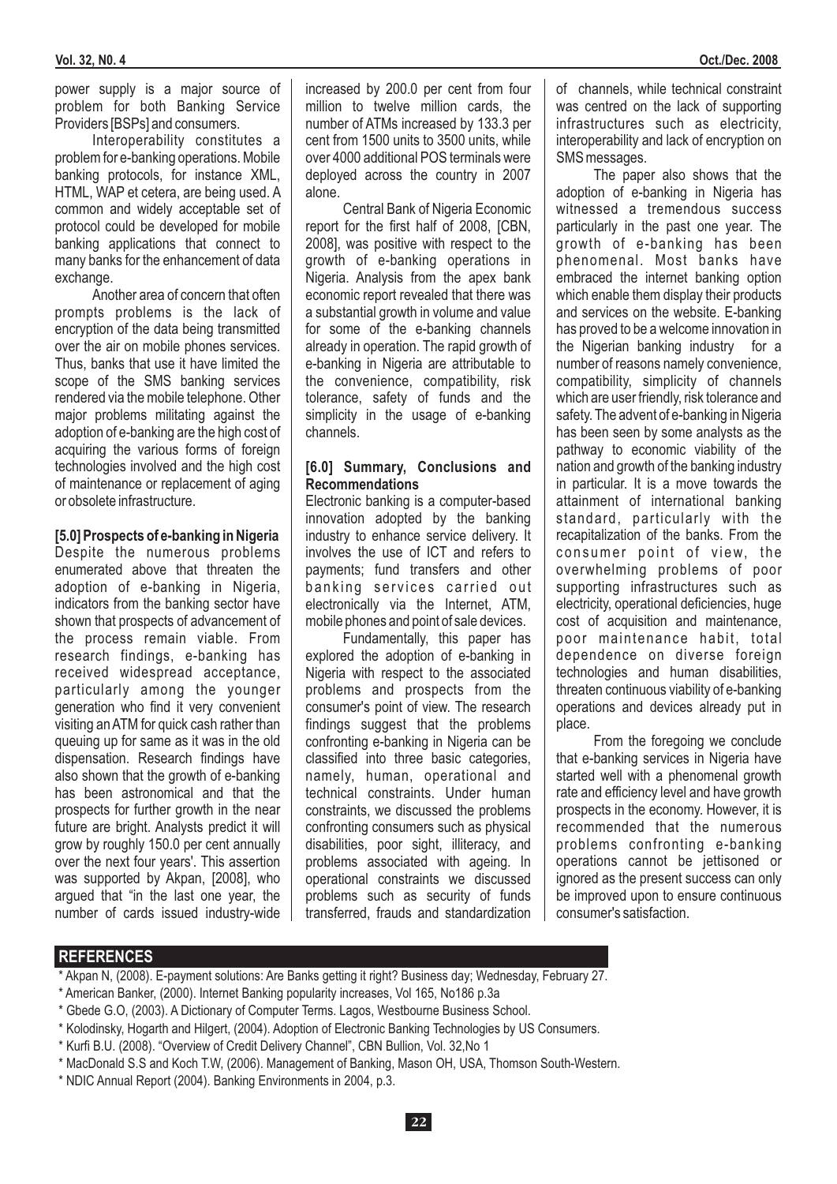power supply is a major source of problem for both Banking Service Providers [BSPs] and consumers.

Interoperability constitutes a problem for e-banking operations. Mobile banking protocols, for instance XML, HTML, WAP et cetera, are being used. A common and widely acceptable set of protocol could be developed for mobile banking applications that connect to many banks for the enhancement of data exchange.

Another area of concern that often prompts problems is the lack of encryption of the data being transmitted over the air on mobile phones services. Thus, banks that use it have limited the scope of the SMS banking services rendered via the mobile telephone. Other major problems militating against the adoption of e-banking are the high cost of acquiring the various forms of foreign technologies involved and the high cost of maintenance or replacement of aging or obsolete infrastructure.

## [5.0] Prospects of e-banking in Nigeria

Despite the numerous problems enumerated above that threaten the adoption of e-banking in Nigeria, indicators from the banking sector have shown that prospects of advancement of the process remain viable. From research findings, e-banking has received widespread acceptance, particularly among the younger generation who find it very convenient visiting an ATM for quick cash rather than queuing up for same as it was in the old dispensation. Research findings have also shown that the growth of e-banking has been astronomical and that the prospects for further growth in the near future are bright. Analysts predict it will grow by roughly 150.0 per cent annually over the next four years'. This assertion was supported by Akpan, [2008], who argued that "in the last one year, the number of cards issued industry-wide increased by 200.0 per cent from four million to twelve million cards, the number of ATMs increased by 133.3 per cent from 1500 units to 3500 units, while over 4000 additional POS terminals were deployed across the country in 2007 alone.

Central Bank of Nigeria Economic report for the first half of 2008, [CBN, 2008], was positive with respect to the growth of e-banking operations in Nigeria. Analysis from the apex bank economic report revealed that there was a substantial growth in volume and value for some of the e-banking channels already in operation. The rapid growth of e-banking in Nigeria are attributable to the convenience, compatibility, risk tolerance, safety of funds and the simplicity in the usage of e-banking channels.

## [6.0] Summary, Conclusions and Recommendations

Electronic banking is a computer-based innovation adopted by the banking industry to enhance service delivery. It involves the use of ICT and refers to payments; fund transfers and other banking services carried out electronically via the Internet, ATM, mobile phones and point of sale devices.

Fundamentally, this paper has explored the adoption of e-banking in Nigeria with respect to the associated problems and prospects from the consumer's point of view. The research findings suggest that the problems confronting e-banking in Nigeria can be classified into three basic categories, namely, human, operational and technical constraints. Under human constraints, we discussed the problems confronting consumers such as physical disabilities, poor sight, illiteracy, and problems associated with ageing. In operational constraints we discussed problems such as security of funds transferred, frauds and standardization of channels, while technical constraint was centred on the lack of supporting infrastructures such as electricity, interoperability and lack of encryption on SMS messages.

The paper also shows that the adoption of e-banking in Nigeria has witnessed a tremendous success particularly in the past one year. The growth of e-banking has been phenomenal. Most banks have embraced the internet banking option which enable them display their products and services on the website. E-banking has proved to be a welcome innovation in the Nigerian banking industry for a number of reasons namely convenience, compatibility, simplicity of channels which are user friendly, risk tolerance and safety. The advent of e-banking in Nigeria has been seen by some analysts as the pathway to economic viability of the nation and growth of the banking industry in particular. It is a move towards the attainment of international banking standard, particularly with the recapitalization of the banks. From the consumer point of view, the overwhelming problems of poor supporting infrastructures such as electricity, operational deficiencies, huge cost of acquisition and maintenance, poor maintenance habit, total dependence on diverse foreign technologies and human disabilities, threaten continuous viability of e-banking operations and devices already put in place.

From the foregoing we conclude that e-banking services in Nigeria have started well with a phenomenal growth rate and efficiency level and have growth prospects in the economy. However, it is recommended that the numerous problems confronting e-banking operations cannot be jettisoned or ignored as the present success can only be improved upon to ensure continuous consumer's satisfaction.

## REFERENCES

* Akpan N, (2008). E-payment solutions: Are Banks getting it right? Business day; Wednesday, February 27.
* American Banker, (2000). Internet Banking popularity increases, Vol 165, No186 p.3a
* Gbede G.O, (2003). A Dictionary of Computer Terms. Lagos, Westbourne Business School.
* Kolodinsky, Hogarth and Hilgert, (2004). Adoption of Electronic Banking Technologies by US Consumers.
* Kurfi B.U. (2008). "Overview of Credit Delivery Channel", CBN Bullion, Vol. 32,No 1
* MacDonald S.S and Koch T.W, (2006). Management of Banking, Mason OH, USA, Thomson South-Western.
* NDIC Annual Report (2004). Banking Environments in 2004, p.3.